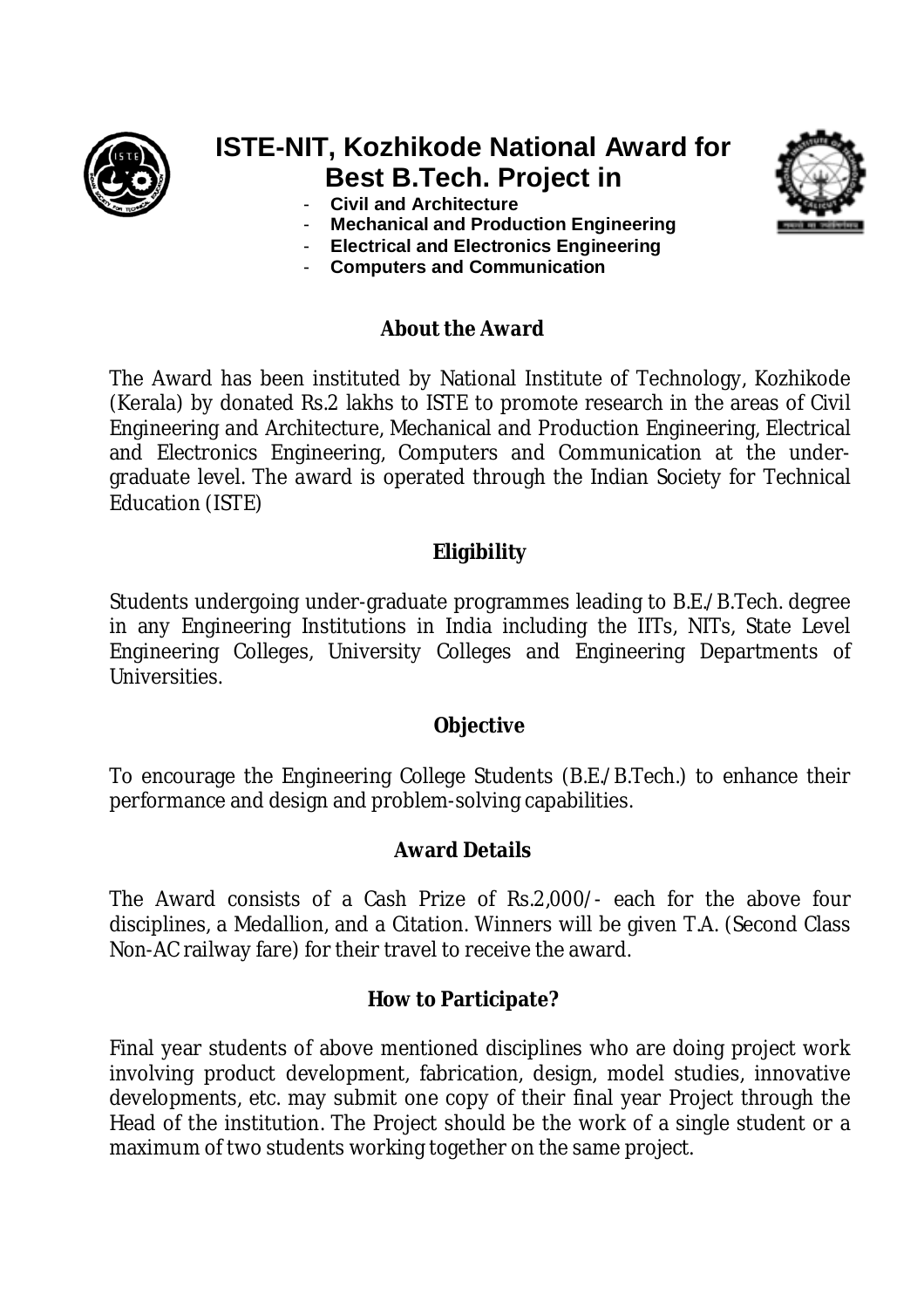# ISTE-NIT, Kozhikode National Award for Best B.Tech. Project in

- **Civil and Architecture**
- **Mechanical and Production Engineering**
- **Electrical and Electronics Engineering**
- **Computers and Communication**

## About the Award

The Award has been instituted by National Institute of Technology, Kozhikode (Kerala) by donated Rs.2 lakhs to ISTE to promote research in the areas of Civil Engineering and Architecture, Mechanical and Production Engineering, Electrical and Electronics Engineering, Computers and Communication at the under-graduate level. The award is operated through the Indian Society for Technical Education (ISTE)

## Eligibility

Students undergoing under-graduate programmes leading to B.E./B.Tech. degree in any Engineering Institutions in India including the IITs, NITs, State Level Engineering Colleges, University Colleges and Engineering Departments of Universities.

## Objective

To encourage the Engineering College Students (B.E./B.Tech.) to enhance their performance and design and problem-solving capabilities.

## Award Details

The Award consists of a Cash Prize of Rs.2,000/- each for the above four disciplines, a Medallion, and a Citation. Winners will be given T.A. (Second Class Non-AC railway fare) for their travel to receive the award.

## How to Participate?

Final year students of above mentioned disciplines who are doing project work involving product development, fabrication, design, model studies, innovative developments, etc. may submit one copy of their final year Project through the Head of the institution. The Project should be the work of a single student or a maximum of two students working together on the same project.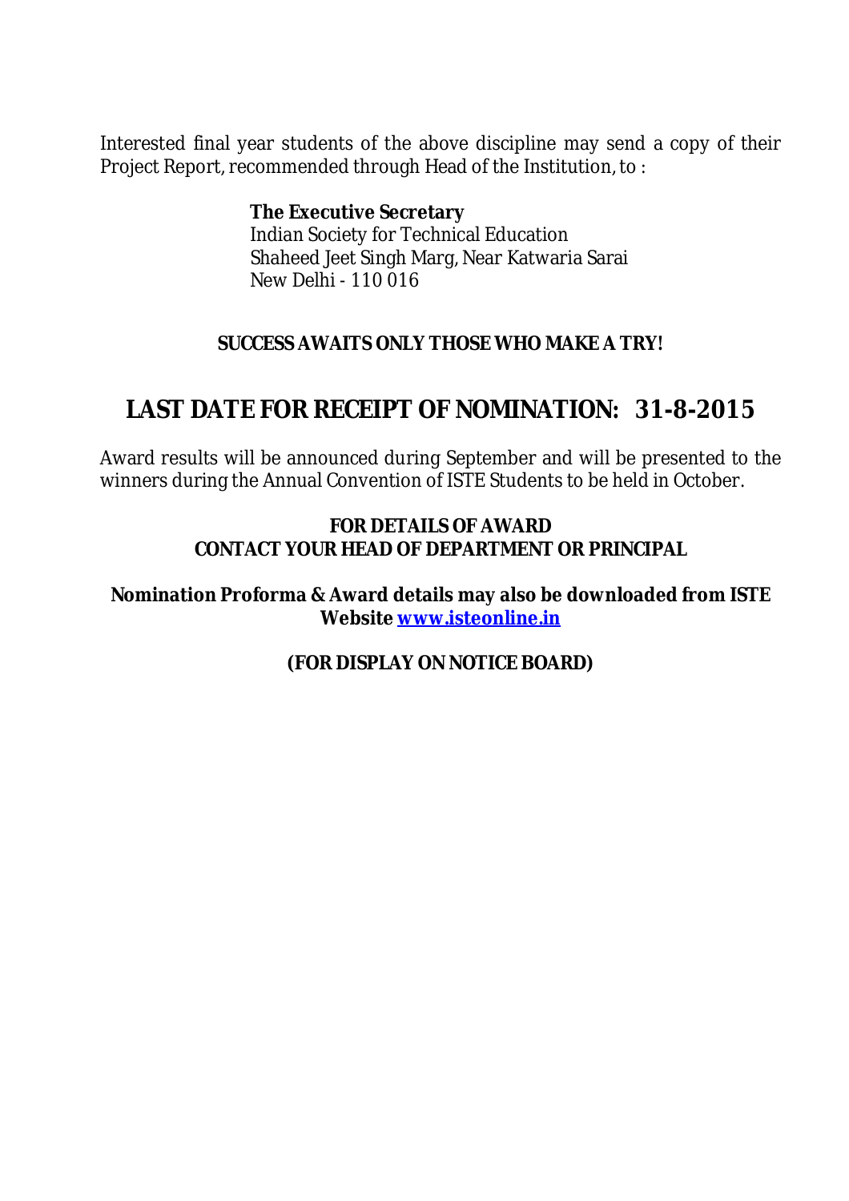Interested final year students of the above discipline may send a copy of their Project Report, recommended through Head of the Institution, to :

**The Executive Secretary**
Indian Society for Technical Education
Shaheed Jeet Singh Marg, Near Katwaria Sarai
New Delhi - 110 016

**SUCCESS AWAITS ONLY THOSE WHO MAKE A TRY!**

# LAST DATE FOR RECEIPT OF NOMINATION: 31-8-2015

Award results will be announced during September and will be presented to the winners during the Annual Convention of ISTE Students to be held in October.

**FOR DETAILS OF AWARD**
**CONTACT YOUR HEAD OF DEPARTMENT OR PRINCIPAL**

**Nomination Proforma & Award details may also be downloaded from ISTE Website [www.isteonline.in](www.isteonline.in)**

**(FOR DISPLAY ON NOTICE BOARD)**